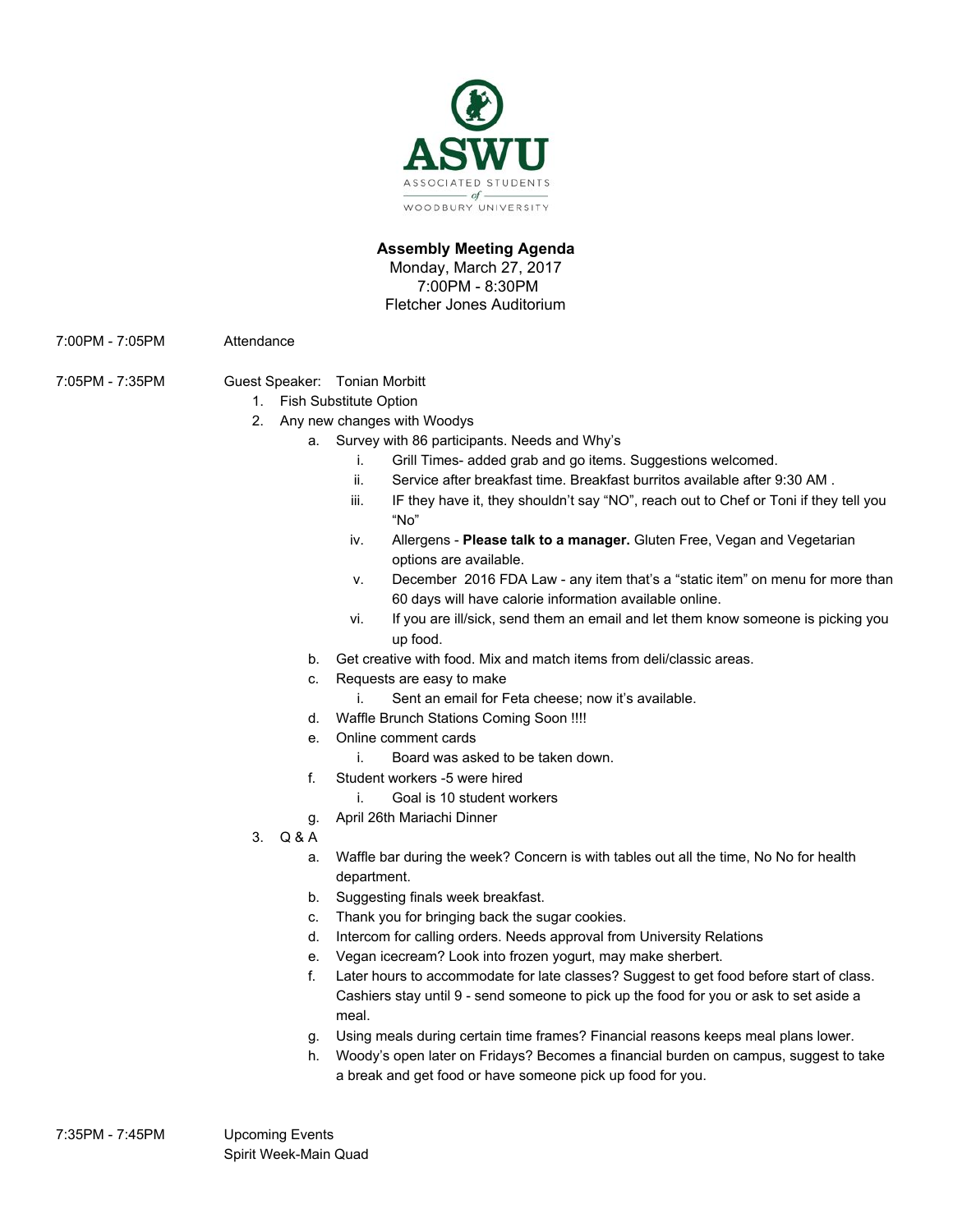ASWU

ASSOCIATED STUDENTS of WOODBURY UNIVERSITY

**Assembly Meeting Agenda**
Monday, March 27, 2017
7:00PM - 8:30PM
Fletcher Jones Auditorium

7:00PM - 7:05PM Attendance

7:05PM - 7:35PM Guest Speaker: Tonian Morbitt

1. Fish Substitute Option
2. Any new changes with Woodys
   a. Survey with 86 participants. Needs and Why's
      i. Grill Times- added grab and go items. Suggestions welcomed.
      ii. Service after breakfast time. Breakfast burritos available after 9:30 AM .
      iii. IF they have it, they shouldn't say "NO", reach out to Chef or Toni if they tell you "No"
      iv. Allergens - **Please talk to a manager.** Gluten Free, Vegan and Vegetarian options are available.
      v. December 2016 FDA Law - any item that's a "static item" on menu for more than 60 days will have calorie information available online.
      vi. If you are ill/sick, send them an email and let them know someone is picking you up food.
   b. Get creative with food. Mix and match items from deli/classic areas.
   c. Requests are easy to make
      i. Sent an email for Feta cheese; now it's available.
   d. Waffle Brunch Stations Coming Soon !!!!
   e. Online comment cards
      i. Board was asked to be taken down.
   f. Student workers -5 were hired
      i. Goal is 10 student workers
   g. April 26th Mariachi Dinner
3. Q & A
   a. Waffle bar during the week? Concern is with tables out all the time, No No for health department.
   b. Suggesting finals week breakfast.
   c. Thank you for bringing back the sugar cookies.
   d. Intercom for calling orders. Needs approval from University Relations
   e. Vegan icecream? Look into frozen yogurt, may make sherbert.
   f. Later hours to accommodate for late classes? Suggest to get food before start of class. Cashiers stay until 9 - send someone to pick up the food for you or ask to set aside a meal.
   g. Using meals during certain time frames? Financial reasons keeps meal plans lower.
   h. Woody's open later on Fridays? Becomes a financial burden on campus, suggest to take a break and get food or have someone pick up food for you.

7:35PM - 7:45PM Upcoming Events
Spirit Week-Main Quad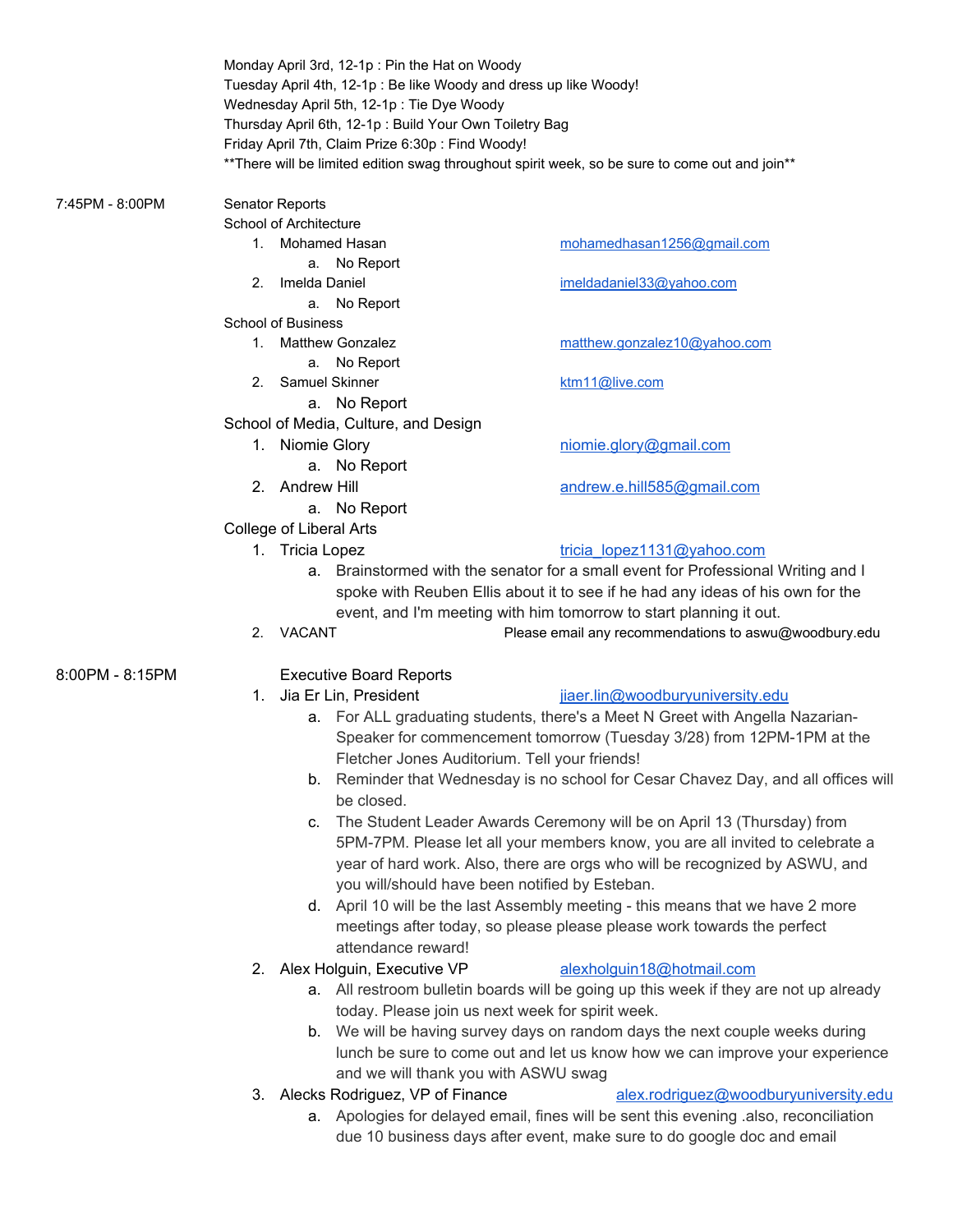Monday April 3rd, 12-1p : Pin the Hat on Woody
Tuesday April 4th, 12-1p : Be like Woody and dress up like Woody!
Wednesday April 5th, 12-1p : Tie Dye Woody
Thursday April 6th, 12-1p : Build Your Own Toiletry Bag
Friday April 7th, Claim Prize 6:30p : Find Woody!
**There will be limited edition swag throughout spirit week, so be sure to come out and join**

7:45PM - 8:00PM

Senator Reports

School of Architecture

1. Mohamed Hasan — mohamedhasan1256@gmail.com
   a. No Report
2. Imelda Daniel — imeldadaniel33@yahoo.com
   a. No Report

School of Business

1. Matthew Gonzalez — matthew.gonzalez10@yahoo.com
   a. No Report
2. Samuel Skinner — ktm11@live.com
   a. No Report

School of Media, Culture, and Design

1. Niomie Glory — niomie.glory@gmail.com
   a. No Report
2. Andrew Hill — andrew.e.hill585@gmail.com
   a. No Report

College of Liberal Arts

1. Tricia Lopez — tricia_lopez1131@yahoo.com
   a. Brainstormed with the senator for a small event for Professional Writing and I spoke with Reuben Ellis about it to see if he had any ideas of his own for the event, and I'm meeting with him tomorrow to start planning it out.
2. VACANT — Please email any recommendations to aswu@woodbury.edu

8:00PM - 8:15PM

Executive Board Reports

1. Jia Er Lin, President — jiaer.lin@woodburyuniversity.edu
   a. For ALL graduating students, there's a Meet N Greet with Angella Nazarian-Speaker for commencement tomorrow (Tuesday 3/28) from 12PM-1PM at the Fletcher Jones Auditorium. Tell your friends!
   b. Reminder that Wednesday is no school for Cesar Chavez Day, and all offices will be closed.
   c. The Student Leader Awards Ceremony will be on April 13 (Thursday) from 5PM-7PM. Please let all your members know, you are all invited to celebrate a year of hard work. Also, there are orgs who will be recognized by ASWU, and you will/should have been notified by Esteban.
   d. April 10 will be the last Assembly meeting - this means that we have 2 more meetings after today, so please please please work towards the perfect attendance reward!
2. Alex Holguin, Executive VP — alexholguin18@hotmail.com
   a. All restroom bulletin boards will be going up this week if they are not up already today. Please join us next week for spirit week.
   b. We will be having survey days on random days the next couple weeks during lunch be sure to come out and let us know how we can improve your experience and we will thank you with ASWU swag
3. Alecks Rodriguez, VP of Finance — alex.rodriguez@woodburyuniversity.edu
   a. Apologies for delayed email, fines will be sent this evening .also, reconciliation due 10 business days after event, make sure to do google doc and email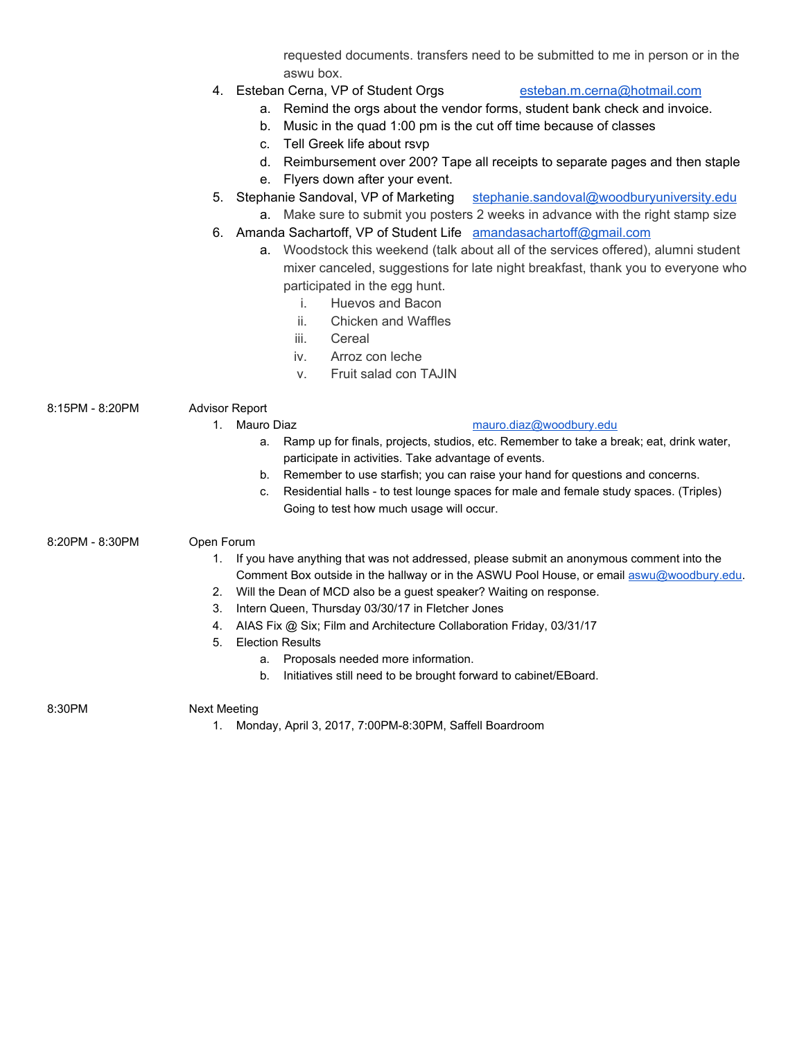requested documents. transfers need to be submitted to me in person or in the aswu box.

4. Esteban Cerna, VP of Student Orgs esteban.m.cerna@hotmail.com
    a. Remind the orgs about the vendor forms, student bank check and invoice.
    b. Music in the quad 1:00 pm is the cut off time because of classes
    c. Tell Greek life about rsvp
    d. Reimbursement over 200? Tape all receipts to separate pages and then staple
    e. Flyers down after your event.
5. Stephanie Sandoval, VP of Marketing stephanie.sandoval@woodburyuniversity.edu
    a. Make sure to submit you posters 2 weeks in advance with the right stamp size
6. Amanda Sachartoff, VP of Student Life amandasachartoff@gmail.com
    a. Woodstock this weekend (talk about all of the services offered), alumni student mixer canceled, suggestions for late night breakfast, thank you to everyone who participated in the egg hunt.
        i. Huevos and Bacon
        ii. Chicken and Waffles
        iii. Cereal
        iv. Arroz con leche
        v. Fruit salad con TAJIN

**8:15PM - 8:20PM** Advisor Report

1. Mauro Diaz mauro.diaz@woodbury.edu
    a. Ramp up for finals, projects, studios, etc. Remember to take a break; eat, drink water, participate in activities. Take advantage of events.
    b. Remember to use starfish; you can raise your hand for questions and concerns.
    c. Residential halls - to test lounge spaces for male and female study spaces. (Triples) Going to test how much usage will occur.

**8:20PM - 8:30PM** Open Forum

1. If you have anything that was not addressed, please submit an anonymous comment into the Comment Box outside in the hallway or in the ASWU Pool House, or email aswu@woodbury.edu.
2. Will the Dean of MCD also be a guest speaker? Waiting on response.
3. Intern Queen, Thursday 03/30/17 in Fletcher Jones
4. AIAS Fix @ Six; Film and Architecture Collaboration Friday, 03/31/17
5. Election Results
    a. Proposals needed more information.
    b. Initiatives still need to be brought forward to cabinet/EBoard.

**8:30PM** Next Meeting

1. Monday, April 3, 2017, 7:00PM-8:30PM, Saffell Boardroom